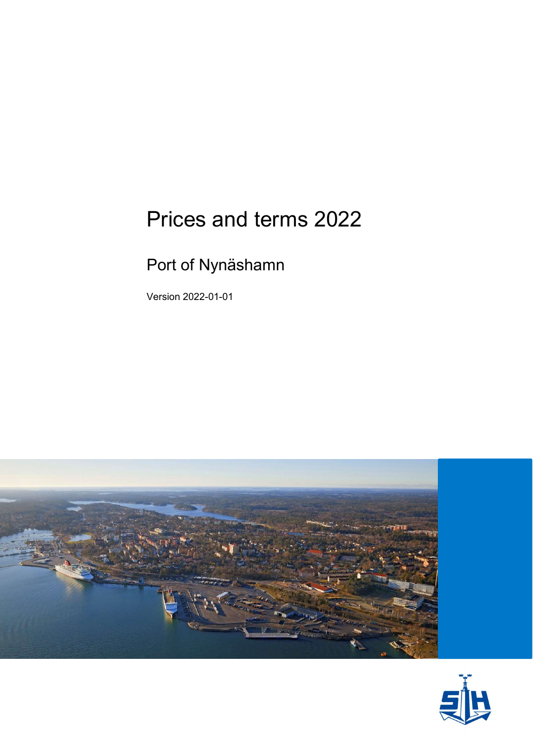# Prices and terms 2022

## Port of Nynäshamn

Version 2022-01-01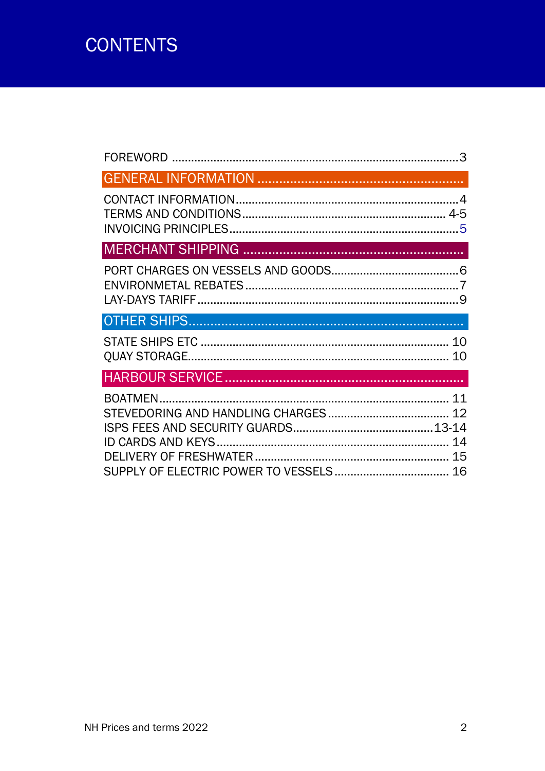# CONTENTS

FOREWORD ........................................................................................3

## GENERAL INFORMATION

CONTACT INFORMATION.....................................................................4
TERMS AND CONDITIONS............................................................... 4-5
INVOICING PRINCIPLES.......................................................................5

## MERCHANT SHIPPING

PORT CHARGES ON VESSELS AND GOODS........................................6
ENVIRONMETAL REBATES...................................................................7
LAY-DAYS TARIFF.................................................................................9

## OTHER SHIPS

STATE SHIPS ETC ............................................................................. 10
QUAY STORAGE.................................................................................. 10

## HARBOUR SERVICE

BOATMEN........................................................................................... 11
STEVEDORING AND HANDLING CHARGES ...................................... 12
ISPS FEES AND SECURITY GUARDS............................................13-14
ID CARDS AND KEYS......................................................................... 14
DELIVERY OF FRESHWATER............................................................. 15
SUPPLY OF ELECTRIC POWER TO VESSELS.................................... 16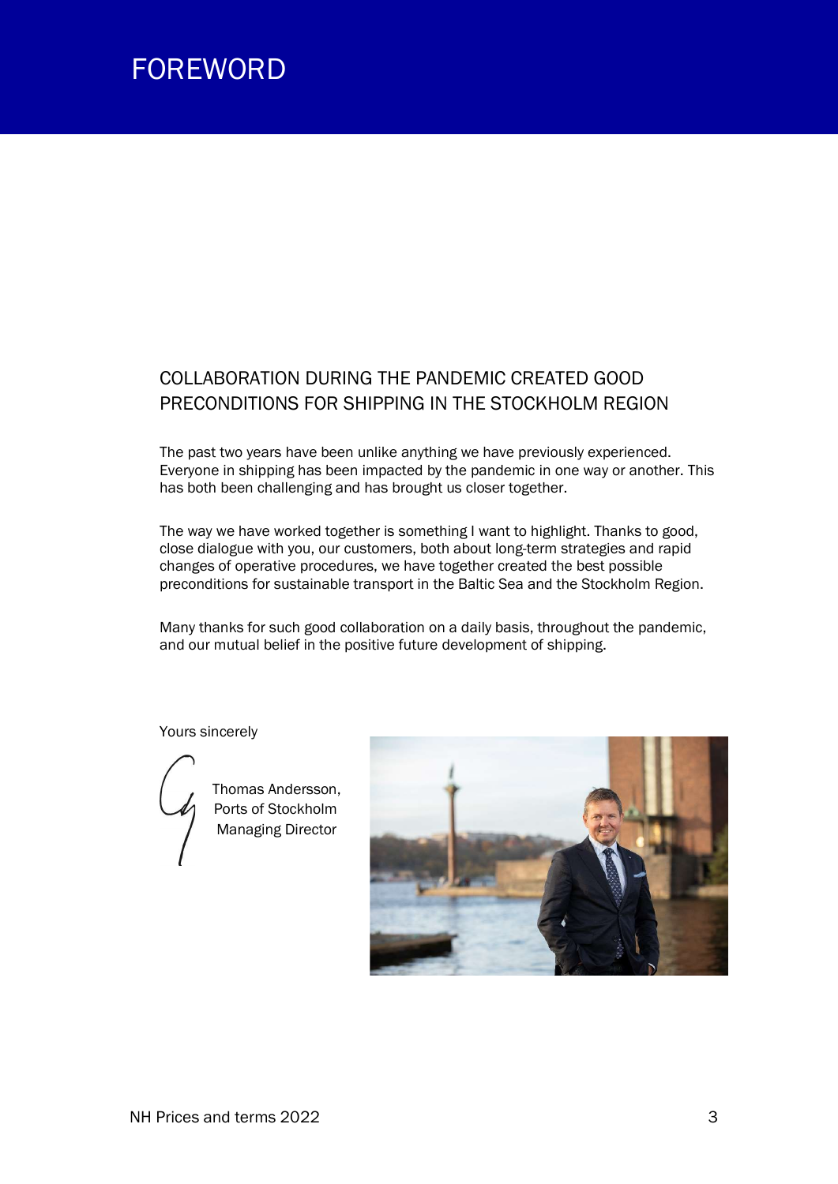# FOREWORD

## COLLABORATION DURING THE PANDEMIC CREATED GOOD PRECONDITIONS FOR SHIPPING IN THE STOCKHOLM REGION

The past two years have been unlike anything we have previously experienced. Everyone in shipping has been impacted by the pandemic in one way or another. This has both been challenging and has brought us closer together.

The way we have worked together is something I want to highlight. Thanks to good, close dialogue with you, our customers, both about long-term strategies and rapid changes of operative procedures, we have together created the best possible preconditions for sustainable transport in the Baltic Sea and the Stockholm Region.

Many thanks for such good collaboration on a daily basis, throughout the pandemic, and our mutual belief in the positive future development of shipping.

Yours sincerely

Thomas Andersson,
Ports of Stockholm
Managing Director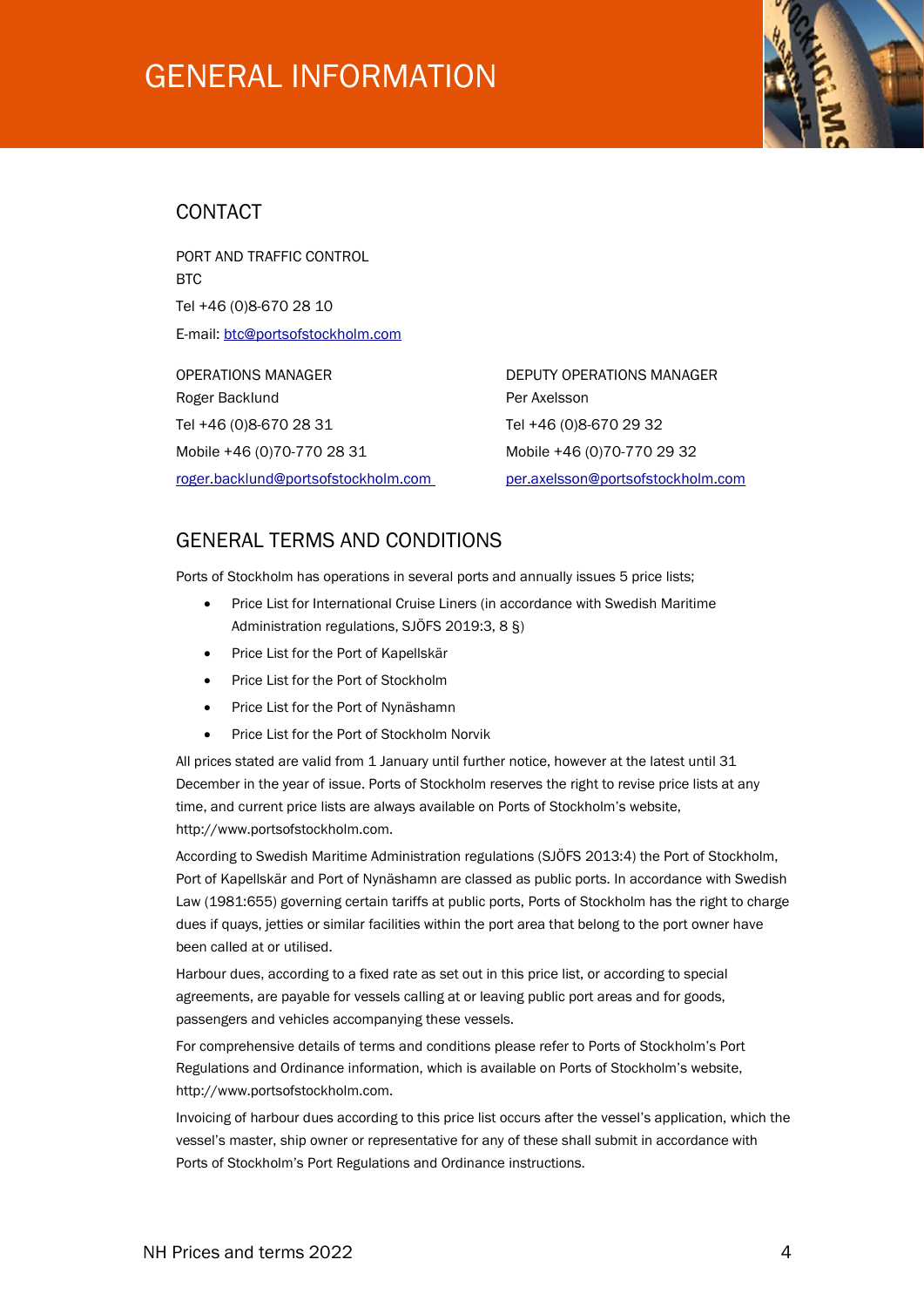# GENERAL INFORMATION

## CONTACT

PORT AND TRAFFIC CONTROL
BTC
Tel +46 (0)8-670 28 10
E-mail: btc@portsofstockholm.com

OPERATIONS MANAGER
Roger Backlund
Tel +46 (0)8-670 28 31
Mobile +46 (0)70-770 28 31
roger.backlund@portsofstockholm.com

DEPUTY OPERATIONS MANAGER
Per Axelsson
Tel +46 (0)8-670 29 32
Mobile +46 (0)70-770 29 32
per.axelsson@portsofstockholm.com

## GENERAL TERMS AND CONDITIONS

Ports of Stockholm has operations in several ports and annually issues 5 price lists;

- Price List for International Cruise Liners (in accordance with Swedish Maritime Administration regulations, SJÖFS 2019:3, 8 §)
- Price List for the Port of Kapellskär
- Price List for the Port of Stockholm
- Price List for the Port of Nynäshamn
- Price List for the Port of Stockholm Norvik

All prices stated are valid from 1 January until further notice, however at the latest until 31 December in the year of issue. Ports of Stockholm reserves the right to revise price lists at any time, and current price lists are always available on Ports of Stockholm's website, http://www.portsofstockholm.com.

According to Swedish Maritime Administration regulations (SJÖFS 2013:4) the Port of Stockholm, Port of Kapellskär and Port of Nynäshamn are classed as public ports. In accordance with Swedish Law (1981:655) governing certain tariffs at public ports, Ports of Stockholm has the right to charge dues if quays, jetties or similar facilities within the port area that belong to the port owner have been called at or utilised.

Harbour dues, according to a fixed rate as set out in this price list, or according to special agreements, are payable for vessels calling at or leaving public port areas and for goods, passengers and vehicles accompanying these vessels.

For comprehensive details of terms and conditions please refer to Ports of Stockholm's Port Regulations and Ordinance information, which is available on Ports of Stockholm's website, http://www.portsofstockholm.com.

Invoicing of harbour dues according to this price list occurs after the vessel's application, which the vessel's master, ship owner or representative for any of these shall submit in accordance with Ports of Stockholm's Port Regulations and Ordinance instructions.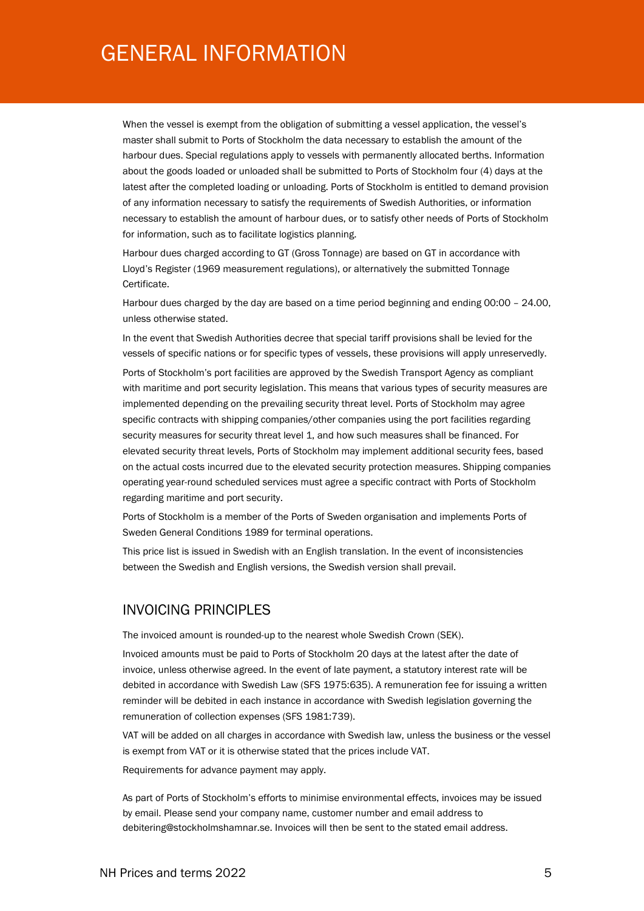# GENERAL INFORMATION

When the vessel is exempt from the obligation of submitting a vessel application, the vessel's master shall submit to Ports of Stockholm the data necessary to establish the amount of the harbour dues. Special regulations apply to vessels with permanently allocated berths. Information about the goods loaded or unloaded shall be submitted to Ports of Stockholm four (4) days at the latest after the completed loading or unloading. Ports of Stockholm is entitled to demand provision of any information necessary to satisfy the requirements of Swedish Authorities, or information necessary to establish the amount of harbour dues, or to satisfy other needs of Ports of Stockholm for information, such as to facilitate logistics planning.

Harbour dues charged according to GT (Gross Tonnage) are based on GT in accordance with Lloyd's Register (1969 measurement regulations), or alternatively the submitted Tonnage Certificate.

Harbour dues charged by the day are based on a time period beginning and ending 00:00 – 24.00, unless otherwise stated.

In the event that Swedish Authorities decree that special tariff provisions shall be levied for the vessels of specific nations or for specific types of vessels, these provisions will apply unreservedly.

Ports of Stockholm's port facilities are approved by the Swedish Transport Agency as compliant with maritime and port security legislation. This means that various types of security measures are implemented depending on the prevailing security threat level. Ports of Stockholm may agree specific contracts with shipping companies/other companies using the port facilities regarding security measures for security threat level 1, and how such measures shall be financed. For elevated security threat levels, Ports of Stockholm may implement additional security fees, based on the actual costs incurred due to the elevated security protection measures. Shipping companies operating year-round scheduled services must agree a specific contract with Ports of Stockholm regarding maritime and port security.

Ports of Stockholm is a member of the Ports of Sweden organisation and implements Ports of Sweden General Conditions 1989 for terminal operations.

This price list is issued in Swedish with an English translation. In the event of inconsistencies between the Swedish and English versions, the Swedish version shall prevail.

## INVOICING PRINCIPLES

The invoiced amount is rounded-up to the nearest whole Swedish Crown (SEK).

Invoiced amounts must be paid to Ports of Stockholm 20 days at the latest after the date of invoice, unless otherwise agreed. In the event of late payment, a statutory interest rate will be debited in accordance with Swedish Law (SFS 1975:635). A remuneration fee for issuing a written reminder will be debited in each instance in accordance with Swedish legislation governing the remuneration of collection expenses (SFS 1981:739).

VAT will be added on all charges in accordance with Swedish law, unless the business or the vessel is exempt from VAT or it is otherwise stated that the prices include VAT.

Requirements for advance payment may apply.

As part of Ports of Stockholm's efforts to minimise environmental effects, invoices may be issued by email. Please send your company name, customer number and email address to debitering@stockholmshamnar.se. Invoices will then be sent to the stated email address.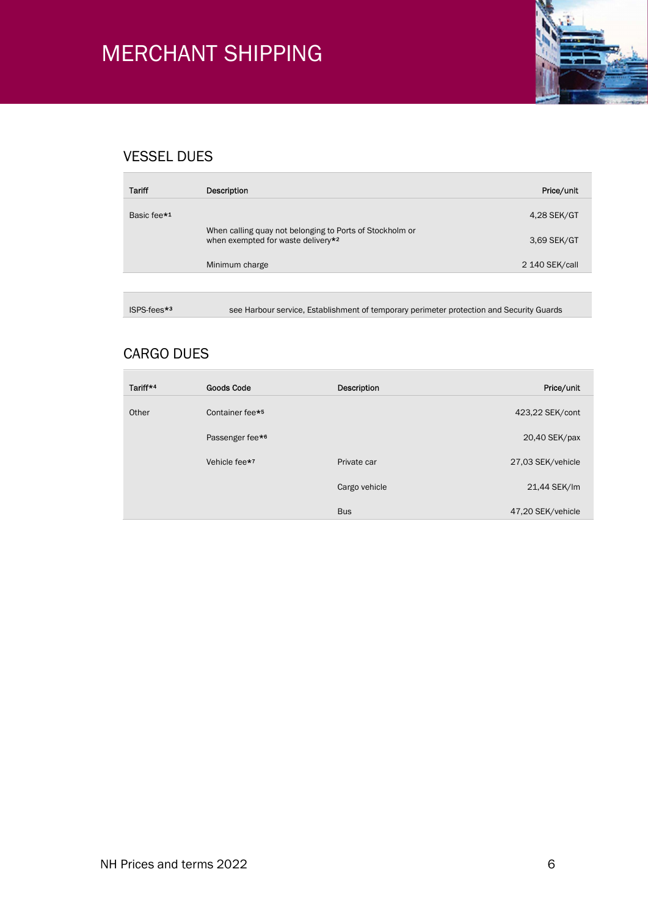# MERCHANT SHIPPING

## VESSEL DUES

| Tariff | Description | Price/unit |
|---|---|---|
| Basic fee*1 | | 4,28 SEK/GT |
| | When calling quay not belonging to Ports of Stockholm or when exempted for waste delivery*2 | 3,69 SEK/GT |
| | Minimum charge | 2 140 SEK/call |

| | |
|---|---|
| ISPS-fees*3 | see Harbour service, Establishment of temporary perimeter protection and Security Guards |

## CARGO DUES

| Tariff*4 | Goods Code | Description | Price/unit |
|---|---|---|---|
| Other | Container fee*5 | | 423,22 SEK/cont |
| | Passenger fee*6 | | 20,40 SEK/pax |
| | Vehicle fee*7 | Private car | 27,03 SEK/vehicle |
| | | Cargo vehicle | 21,44 SEK/lm |
| | | Bus | 47,20 SEK/vehicle |

NH Prices and terms 2022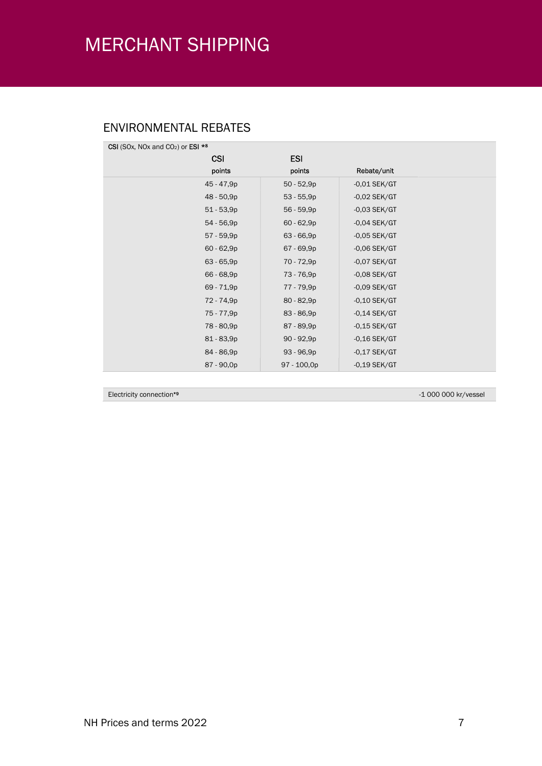# MERCHANT SHIPPING

## ENVIRONMENTAL REBATES

| CSI (SOx, NOx and $CO_2$) or ESI *8 | | |
|---|---|---|
| **CSI** points | **ESI** points | Rebate/unit |
| 45 - 47,9p | 50 - 52,9p | -0,01 SEK/GT |
| 48 - 50,9p | 53 - 55,9p | -0,02 SEK/GT |
| 51 - 53,9p | 56 - 59,9p | -0,03 SEK/GT |
| 54 - 56,9p | 60 - 62,9p | -0,04 SEK/GT |
| 57 - 59,9p | 63 - 66,9p | -0,05 SEK/GT |
| 60 - 62,9p | 67 - 69,9p | -0,06 SEK/GT |
| 63 - 65,9p | 70 - 72,9p | -0,07 SEK/GT |
| 66 - 68,9p | 73 - 76,9p | -0,08 SEK/GT |
| 69 - 71,9p | 77 - 79,9p | -0,09 SEK/GT |
| 72 - 74,9p | 80 - 82,9p | -0,10 SEK/GT |
| 75 - 77,9p | 83 - 86,9p | -0,14 SEK/GT |
| 78 - 80,9p | 87 - 89,9p | -0,15 SEK/GT |
| 81 - 83,9p | 90 - 92,9p | -0,16 SEK/GT |
| 84 - 86,9p | 93 - 96,9p | -0,17 SEK/GT |
| 87 - 90,0p | 97 - 100,0p | -0,19 SEK/GT |

| Electricity connection*9 | -1 000 000 kr/vessel |
|---|---|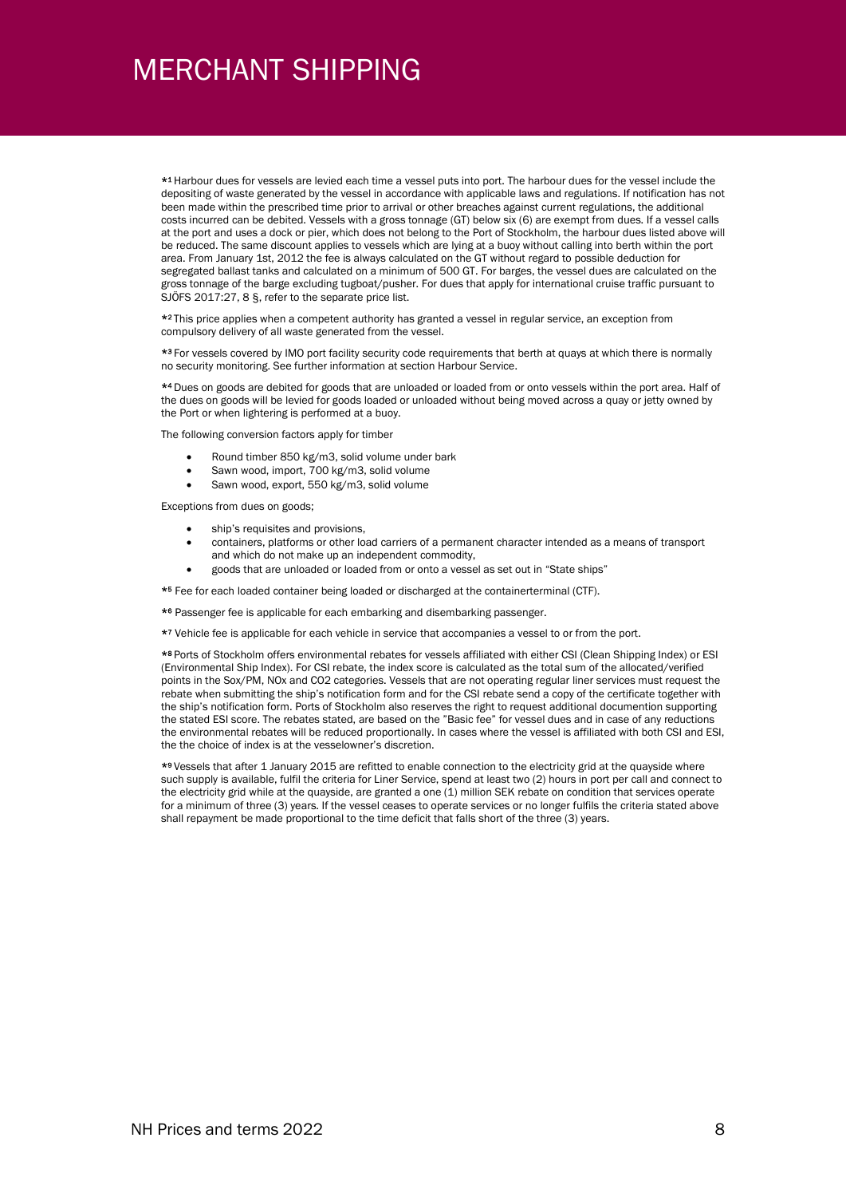# MERCHANT SHIPPING

*[1] Harbour dues for vessels are levied each time a vessel puts into port. The harbour dues for the vessel include the depositing of waste generated by the vessel in accordance with applicable laws and regulations. If notification has not been made within the prescribed time prior to arrival or other breaches against current regulations, the additional costs incurred can be debited. Vessels with a gross tonnage (GT) below six (6) are exempt from dues. If a vessel calls at the port and uses a dock or pier, which does not belong to the Port of Stockholm, the harbour dues listed above will be reduced. The same discount applies to vessels which are lying at a buoy without calling into berth within the port area. From January 1st, 2012 the fee is always calculated on the GT without regard to possible deduction for segregated ballast tanks and calculated on a minimum of 500 GT. For barges, the vessel dues are calculated on the gross tonnage of the barge excluding tugboat/pusher. For dues that apply for international cruise traffic pursuant to SJÖFS 2017:27, 8 §, refer to the separate price list.

*[2] This price applies when a competent authority has granted a vessel in regular service, an exception from compulsory delivery of all waste generated from the vessel.

*[3] For vessels covered by IMO port facility security code requirements that berth at quays at which there is normally no security monitoring. See further information at section Harbour Service.

*[4] Dues on goods are debited for goods that are unloaded or loaded from or onto vessels within the port area. Half of the dues on goods will be levied for goods loaded or unloaded without being moved across a quay or jetty owned by the Port or when lightering is performed at a buoy.

The following conversion factors apply for timber

- Round timber 850 kg/m3, solid volume under bark
- Sawn wood, import, 700 kg/m3, solid volume
- Sawn wood, export, 550 kg/m3, solid volume

Exceptions from dues on goods;

- ship's requisites and provisions,
- containers, platforms or other load carriers of a permanent character intended as a means of transport and which do not make up an independent commodity,
- goods that are unloaded or loaded from or onto a vessel as set out in "State ships"

*[5] Fee for each loaded container being loaded or discharged at the containerterminal (CTF).

*[6] Passenger fee is applicable for each embarking and disembarking passenger.

*[7] Vehicle fee is applicable for each vehicle in service that accompanies a vessel to or from the port.

*[8] Ports of Stockholm offers environmental rebates for vessels affiliated with either CSI (Clean Shipping Index) or ESI (Environmental Ship Index). For CSI rebate, the index score is calculated as the total sum of the allocated/verified points in the Sox/PM, NOx and CO2 categories. Vessels that are not operating regular liner services must request the rebate when submitting the ship's notification form and for the CSI rebate send a copy of the certificate together with the ship's notification form. Ports of Stockholm also reserves the right to request additional documention supporting the stated ESI score. The rebates stated, are based on the "Basic fee" for vessel dues and in case of any reductions the environmental rebates will be reduced proportionally. In cases where the vessel is affiliated with both CSI and ESI, the the choice of index is at the vesselowner's discretion.

*[9] Vessels that after 1 January 2015 are refitted to enable connection to the electricity grid at the quayside where such supply is available, fulfil the criteria for Liner Service, spend at least two (2) hours in port per call and connect to the electricity grid while at the quayside, are granted a one (1) million SEK rebate on condition that services operate for a minimum of three (3) years. If the vessel ceases to operate services or no longer fulfils the criteria stated above shall repayment be made proportional to the time deficit that falls short of the three (3) years.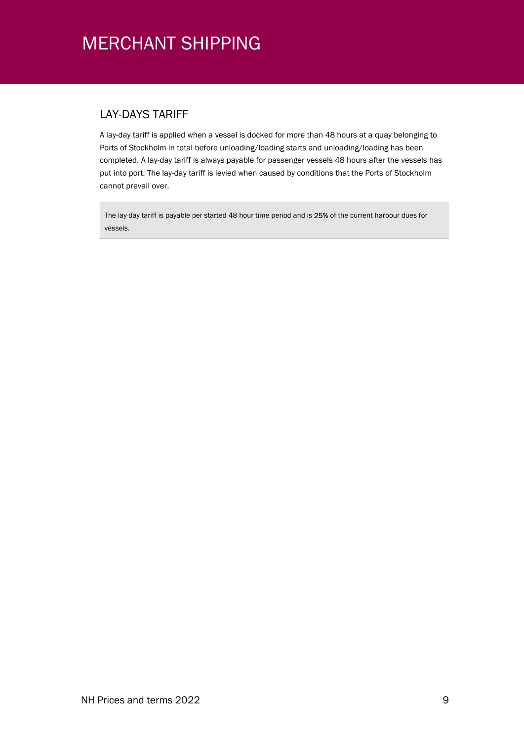# MERCHANT SHIPPING

## LAY-DAYS TARIFF

A lay-day tariff is applied when a vessel is docked for more than 48 hours at a quay belonging to Ports of Stockholm in total before unloading/loading starts and unloading/loading has been completed. A lay-day tariff is always payable for passenger vessels 48 hours after the vessels has put into port. The lay-day tariff is levied when caused by conditions that the Ports of Stockholm cannot prevail over.

> The lay-day tariff is payable per started 48 hour time period and is **25%** of the current harbour dues for vessels.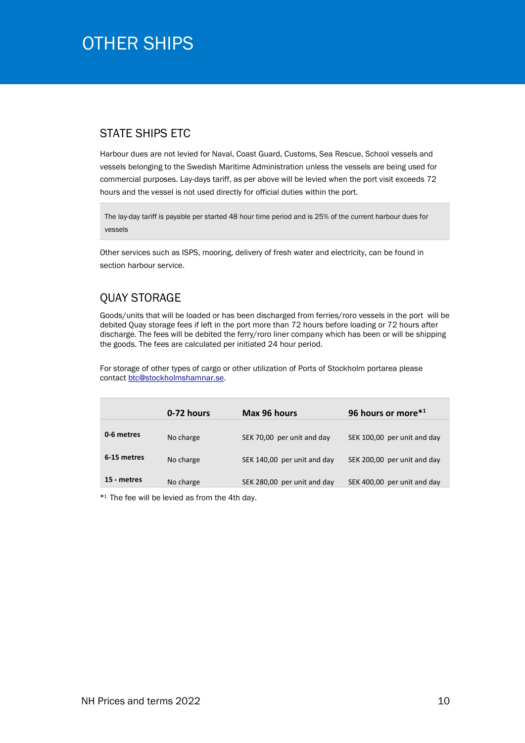# OTHER SHIPS

## STATE SHIPS ETC

Harbour dues are not levied for Naval, Coast Guard, Customs, Sea Rescue, School vessels and vessels belonging to the Swedish Maritime Administration unless the vessels are being used for commercial purposes. Lay-days tariff, as per above will be levied when the port visit exceeds 72 hours and the vessel is not used directly for official duties within the port.

> The lay-day tariff is payable per started 48 hour time period and is 25% of the current harbour dues for vessels

Other services such as ISPS, mooring, delivery of fresh water and electricity, can be found in section harbour service.

## QUAY STORAGE

Goods/units that will be loaded or has been discharged from ferries/roro vessels in the port will be debited Quay storage fees if left in the port more than 72 hours before loading or 72 hours after discharge. The fees will be debited the ferry/roro liner company which has been or will be shipping the goods. The fees are calculated per initiated 24 hour period.

For storage of other types of cargo or other utilization of Ports of Stockholm portarea please contact btc@stockholmshamnar.se.

| | 0-72 hours | Max 96 hours | 96 hours or more*[1] |
|---|---|---|---|
| **0-6 metres** | No charge | SEK 70,00 per unit and day | SEK 100,00 per unit and day |
| **6-15 metres** | No charge | SEK 140,00 per unit and day | SEK 200,00 per unit and day |
| **15 - metres** | No charge | SEK 280,00 per unit and day | SEK 400,00 per unit and day |

*[1] The fee will be levied as from the 4th day.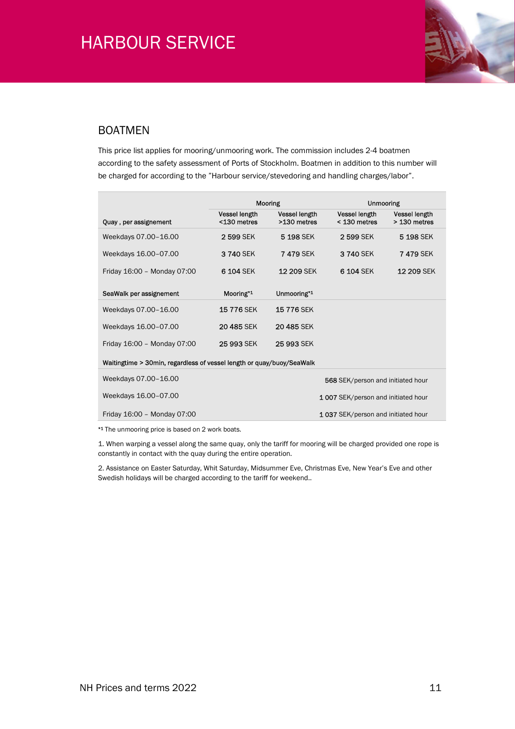# HARBOUR SERVICE

## BOATMEN

This price list applies for mooring/unmooring work. The commission includes 2-4 boatmen according to the safety assessment of Ports of Stockholm. Boatmen in addition to this number will be charged for according to the "Harbour service/stevedoring and handling charges/labor".

| | Mooring | | Unmooring | |
|---|---|---|---|---|
| **Quay , per assignement** | Vessel length <130 metres | Vessel length >130 metres | Vessel length < 130 metres | Vessel length > 130 metres |
| Weekdays 07.00–16.00 | 2 599 SEK | 5 198 SEK | 2 599 SEK | 5 198 SEK |
| Weekdays 16.00–07.00 | 3 740 SEK | 7 479 SEK | 3 740 SEK | 7 479 SEK |
| Friday 16:00 – Monday 07:00 | 6 104 SEK | 12 209 SEK | 6 104 SEK | 12 209 SEK |
| **SeaWalk per assignement** | Mooring*1 | Unmooring*1 | | |
| Weekdays 07.00–16.00 | 15 776 SEK | 15 776 SEK | | |
| Weekdays 16.00–07.00 | 20 485 SEK | 20 485 SEK | | |
| Friday 16:00 – Monday 07:00 | 25 993 SEK | 25 993 SEK | | |
| **Waitingtime > 30min, regardless of vessel length or quay/buoy/SeaWalk** | | | | |
| Weekdays 07.00–16.00 | | | 568 SEK/person and initiated hour | |
| Weekdays 16.00–07.00 | | | 1 007 SEK/person and initiated hour | |
| Friday 16:00 – Monday 07:00 | | | 1 037 SEK/person and initiated hour | |

*1 The unmooring price is based on 2 work boats.

1. When warping a vessel along the same quay, only the tariff for mooring will be charged provided one rope is constantly in contact with the quay during the entire operation.

2. Assistance on Easter Saturday, Whit Saturday, Midsummer Eve, Christmas Eve, New Year's Eve and other Swedish holidays will be charged according to the tariff for weekend..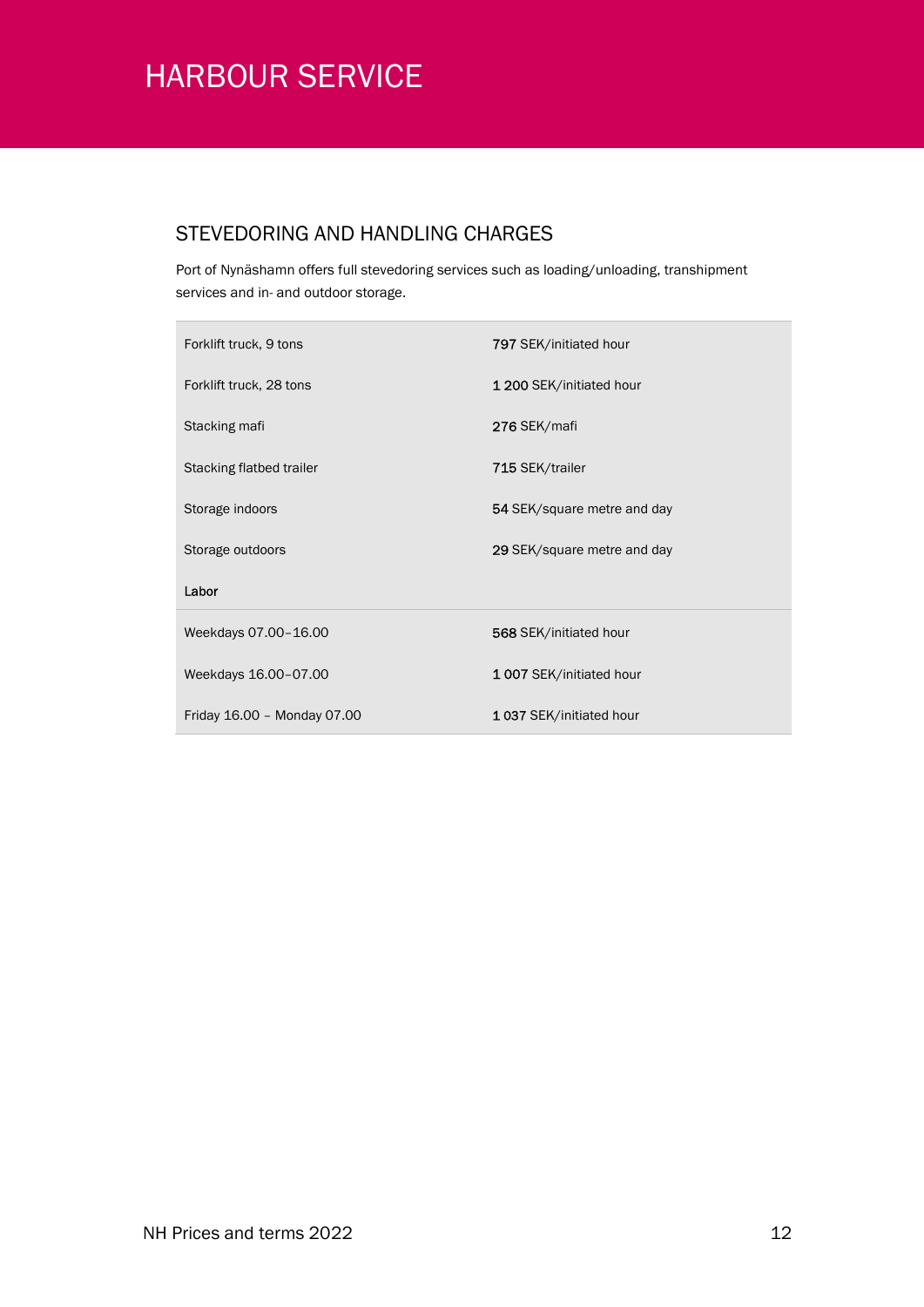# HARBOUR SERVICE

## STEVEDORING AND HANDLING CHARGES

Port of Nynäshamn offers full stevedoring services such as loading/unloading, transhipment services and in- and outdoor storage.

| | |
|---|---|
| Forklift truck, 9 tons | 797 SEK/initiated hour |
| Forklift truck, 28 tons | 1 200 SEK/initiated hour |
| Stacking mafi | 276 SEK/mafi |
| Stacking flatbed trailer | 715 SEK/trailer |
| Storage indoors | 54 SEK/square metre and day |
| Storage outdoors | 29 SEK/square metre and day |
| **Labor** | |
| Weekdays 07.00–16.00 | 568 SEK/initiated hour |
| Weekdays 16.00–07.00 | 1 007 SEK/initiated hour |
| Friday 16.00 – Monday 07.00 | 1 037 SEK/initiated hour |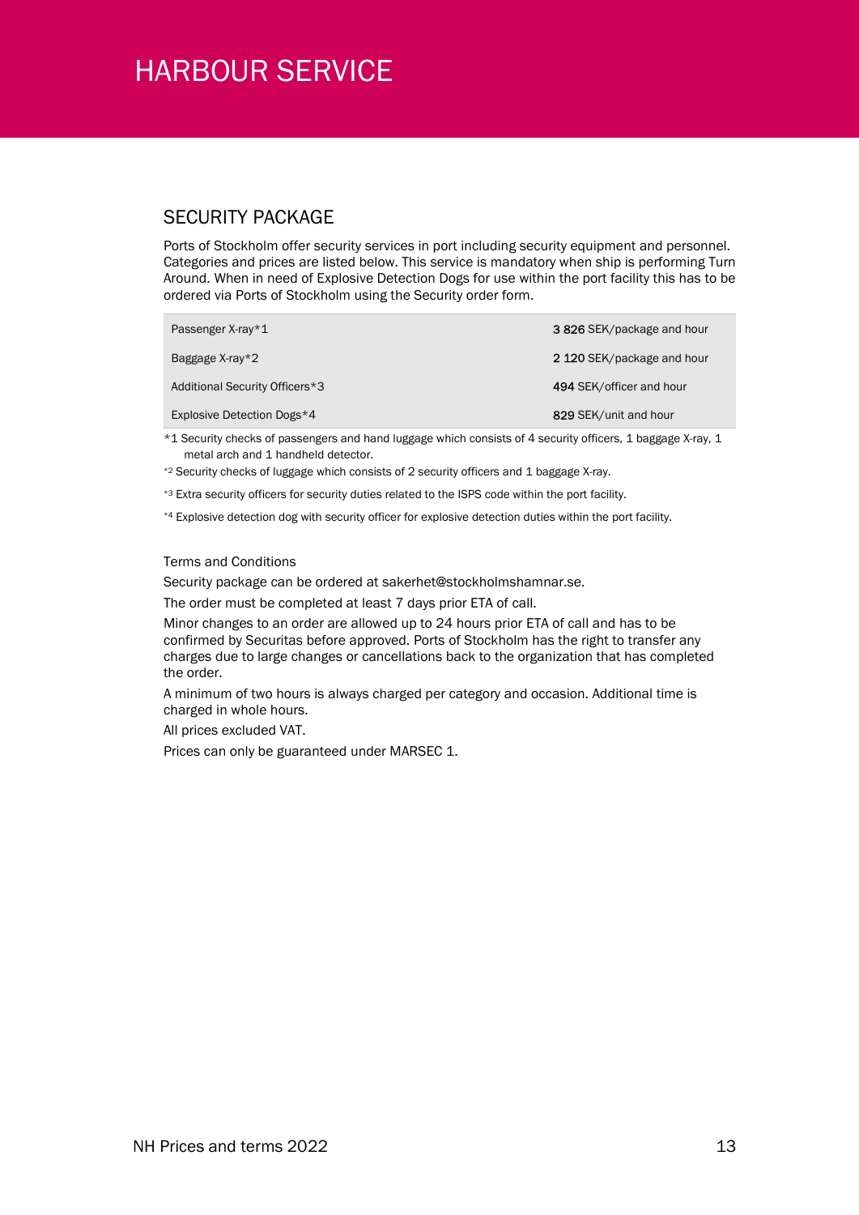# HARBOUR SERVICE

## SECURITY PACKAGE

Ports of Stockholm offer security services in port including security equipment and personnel. Categories and prices are listed below. This service is mandatory when ship is performing Turn Around. When in need of Explosive Detection Dogs for use within the port facility this has to be ordered via Ports of Stockholm using the Security order form.

| Service | Price |
|---|---|
| Passenger X-ray*1 | 3 826 SEK/package and hour |
| Baggage X-ray*2 | 2 120 SEK/package and hour |
| Additional Security Officers*3 | 494 SEK/officer and hour |
| Explosive Detection Dogs*4 | 829 SEK/unit and hour |

*1 Security checks of passengers and hand luggage which consists of 4 security officers, 1 baggage X-ray, 1 metal arch and 1 handheld detector.

*2 Security checks of luggage which consists of 2 security officers and 1 baggage X-ray.

*3 Extra security officers for security duties related to the ISPS code within the port facility.

*4 Explosive detection dog with security officer for explosive detection duties within the port facility.

Terms and Conditions

Security package can be ordered at sakerhet@stockholmshamnar.se.

The order must be completed at least 7 days prior ETA of call.

Minor changes to an order are allowed up to 24 hours prior ETA of call and has to be confirmed by Securitas before approved. Ports of Stockholm has the right to transfer any charges due to large changes or cancellations back to the organization that has completed the order.

A minimum of two hours is always charged per category and occasion. Additional time is charged in whole hours.

All prices excluded VAT.

Prices can only be guaranteed under MARSEC 1.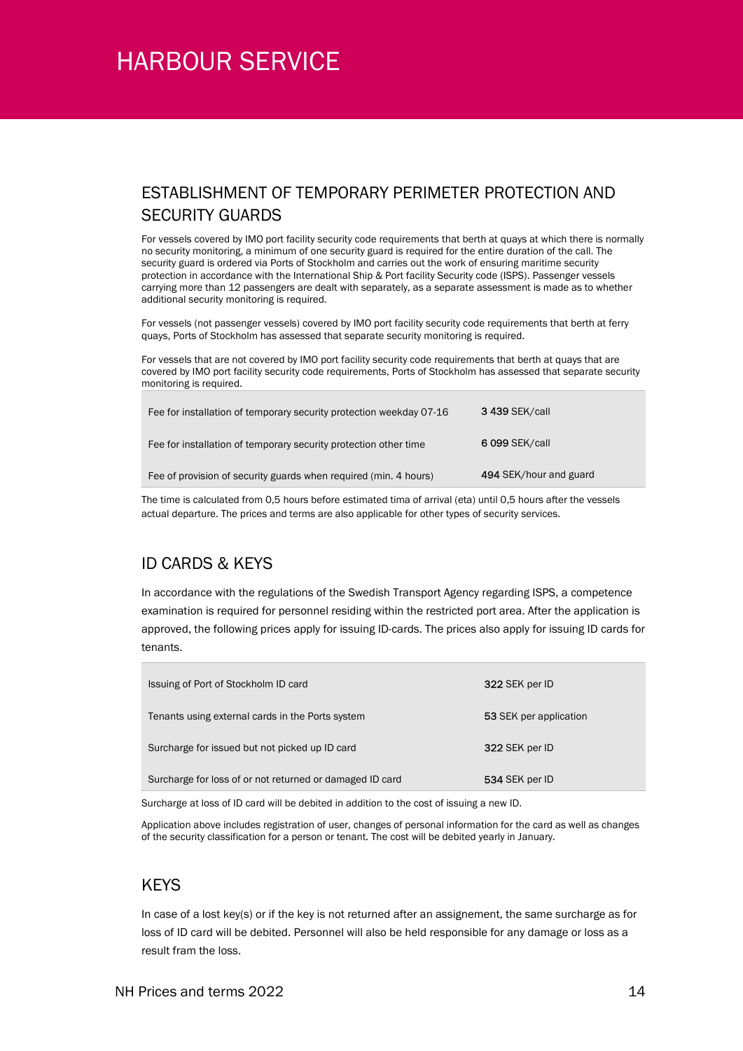# HARBOUR SERVICE

## ESTABLISHMENT OF TEMPORARY PERIMETER PROTECTION AND SECURITY GUARDS

For vessels covered by IMO port facility security code requirements that berth at quays at which there is normally no security monitoring, a minimum of one security guard is required for the entire duration of the call. The security guard is ordered via Ports of Stockholm and carries out the work of ensuring maritime security protection in accordance with the International Ship & Port facility Security code (ISPS). Passenger vessels carrying more than 12 passengers are dealt with separately, as a separate assessment is made as to whether additional security monitoring is required.

For vessels (not passenger vessels) covered by IMO port facility security code requirements that berth at ferry quays, Ports of Stockholm has assessed that separate security monitoring is required.

For vessels that are not covered by IMO port facility security code requirements that berth at quays that are covered by IMO port facility security code requirements, Ports of Stockholm has assessed that separate security monitoring is required.

| | |
|---|---|
| Fee for installation of temporary security protection weekday 07-16 | **3 439** SEK/call |
| Fee for installation of temporary security protection other time | **6 099** SEK/call |
| Fee of provision of security guards when required (min. 4 hours) | **494** SEK/hour and guard |

The time is calculated from 0,5 hours before estimated tima of arrival (eta) until 0,5 hours after the vessels actual departure. The prices and terms are also applicable for other types of security services.

## ID CARDS & KEYS

In accordance with the regulations of the Swedish Transport Agency regarding ISPS, a competence examination is required for personnel residing within the restricted port area. After the application is approved, the following prices apply for issuing ID-cards. The prices also apply for issuing ID cards for tenants.

| | |
|---|---|
| Issuing of Port of Stockholm ID card | **322** SEK per ID |
| Tenants using external cards in the Ports system | **53** SEK per application |
| Surcharge for issued but not picked up ID card | **322** SEK per ID |
| Surcharge for loss of or not returned or damaged ID card | **534** SEK per ID |

Surcharge at loss of ID card will be debited in addition to the cost of issuing a new ID.

Application above includes registration of user, changes of personal information for the card as well as changes of the security classification for a person or tenant. The cost will be debited yearly in January.

## KEYS

In case of a lost key(s) or if the key is not returned after an assignement, the same surcharge as for loss of ID card will be debited. Personnel will also be held responsible for any damage or loss as a result fram the loss.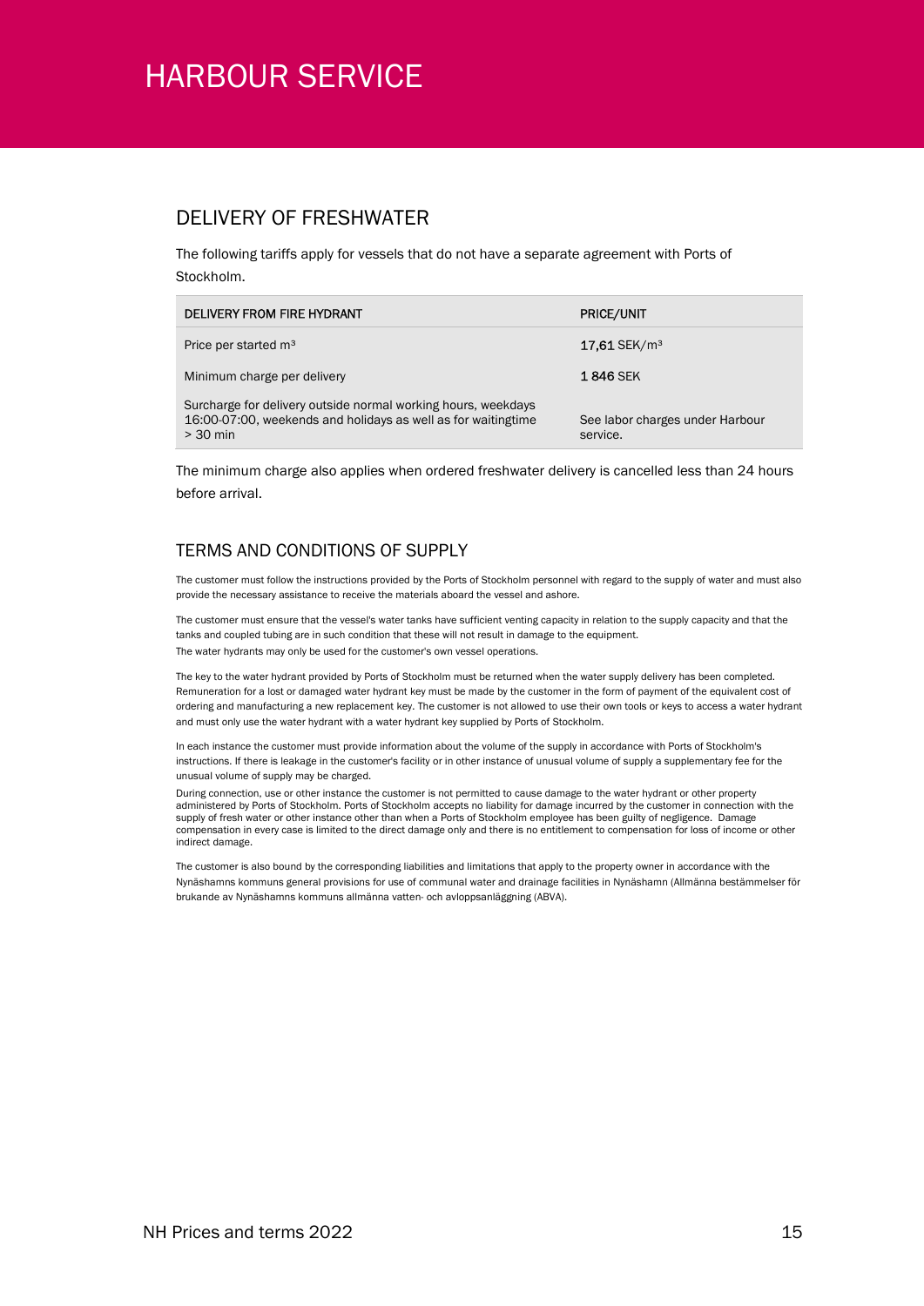# HARBOUR SERVICE

## DELIVERY OF FRESHWATER

The following tariffs apply for vessels that do not have a separate agreement with Ports of Stockholm.

| DELIVERY FROM FIRE HYDRANT | PRICE/UNIT |
| --- | --- |
| Price per started m³ | 17,61 SEK/m³ |
| Minimum charge per delivery | 1 846 SEK |
| Surcharge for delivery outside normal working hours, weekdays 16:00-07:00, weekends and holidays as well as for waitingtime > 30 min | See labor charges under Harbour service. |

The minimum charge also applies when ordered freshwater delivery is cancelled less than 24 hours before arrival.

## TERMS AND CONDITIONS OF SUPPLY

The customer must follow the instructions provided by the Ports of Stockholm personnel with regard to the supply of water and must also provide the necessary assistance to receive the materials aboard the vessel and ashore.

The customer must ensure that the vessel's water tanks have sufficient venting capacity in relation to the supply capacity and that the tanks and coupled tubing are in such condition that these will not result in damage to the equipment.
The water hydrants may only be used for the customer's own vessel operations.

The key to the water hydrant provided by Ports of Stockholm must be returned when the water supply delivery has been completed. Remuneration for a lost or damaged water hydrant key must be made by the customer in the form of payment of the equivalent cost of ordering and manufacturing a new replacement key. The customer is not allowed to use their own tools or keys to access a water hydrant and must only use the water hydrant with a water hydrant key supplied by Ports of Stockholm.

In each instance the customer must provide information about the volume of the supply in accordance with Ports of Stockholm's instructions. If there is leakage in the customer's facility or in other instance of unusual volume of supply a supplementary fee for the unusual volume of supply may be charged.

During connection, use or other instance the customer is not permitted to cause damage to the water hydrant or other property administered by Ports of Stockholm. Ports of Stockholm accepts no liability for damage incurred by the customer in connection with the supply of fresh water or other instance other than when a Ports of Stockholm employee has been guilty of negligence. Damage compensation in every case is limited to the direct damage only and there is no entitlement to compensation for loss of income or other indirect damage.

The customer is also bound by the corresponding liabilities and limitations that apply to the property owner in accordance with the Nynäshamns kommuns general provisions for use of communal water and drainage facilities in Nynäshamn (Allmänna bestämmelser för brukande av Nynäshamns kommuns allmänna vatten- och avloppsanläggning (ABVA).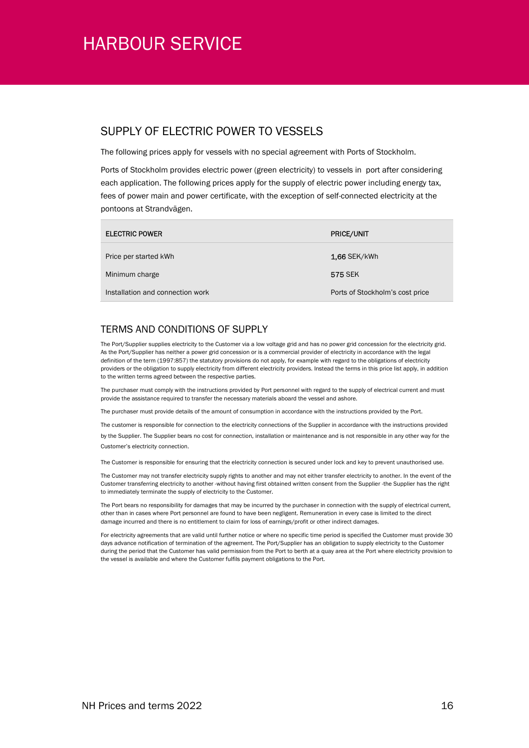# HARBOUR SERVICE

## SUPPLY OF ELECTRIC POWER TO VESSELS

The following prices apply for vessels with no special agreement with Ports of Stockholm.

Ports of Stockholm provides electric power (green electricity) to vessels in port after considering each application. The following prices apply for the supply of electric power including energy tax, fees of power main and power certificate, with the exception of self-connected electricity at the pontoons at Strandvägen.

| ELECTRIC POWER | PRICE/UNIT |
| --- | --- |
| Price per started kWh | **1,66** SEK/kWh |
| Minimum charge | **575** SEK |
| Installation and connection work | Ports of Stockholm's cost price |

## TERMS AND CONDITIONS OF SUPPLY

The Port/Supplier supplies electricity to the Customer via a low voltage grid and has no power grid concession for the electricity grid. As the Port/Supplier has neither a power grid concession or is a commercial provider of electricity in accordance with the legal definition of the term (1997:857) the statutory provisions do not apply, for example with regard to the obligations of electricity providers or the obligation to supply electricity from different electricity providers. Instead the terms in this price list apply, in addition to the written terms agreed between the respective parties.

The purchaser must comply with the instructions provided by Port personnel with regard to the supply of electrical current and must provide the assistance required to transfer the necessary materials aboard the vessel and ashore.

The purchaser must provide details of the amount of consumption in accordance with the instructions provided by the Port.

The customer is responsible for connection to the electricity connections of the Supplier in accordance with the instructions provided by the Supplier. The Supplier bears no cost for connection, installation or maintenance and is not responsible in any other way for the Customer's electricity connection.

The Customer is responsible for ensuring that the electricity connection is secured under lock and key to prevent unauthorised use.

The Customer may not transfer electricity supply rights to another and may not either transfer electricity to another. In the event of the Customer transferring electricity to another -without having first obtained written consent from the Supplier -the Supplier has the right to immediately terminate the supply of electricity to the Customer.

The Port bears no responsibility for damages that may be incurred by the purchaser in connection with the supply of electrical current, other than in cases where Port personnel are found to have been negligent. Remuneration in every case is limited to the direct damage incurred and there is no entitlement to claim for loss of earnings/profit or other indirect damages.

For electricity agreements that are valid until further notice or where no specific time period is specified the Customer must provide 30 days advance notification of termination of the agreement. The Port/Supplier has an obligation to supply electricity to the Customer during the period that the Customer has valid permission from the Port to berth at a quay area at the Port where electricity provision to the vessel is available and where the Customer fulfils payment obligations to the Port.